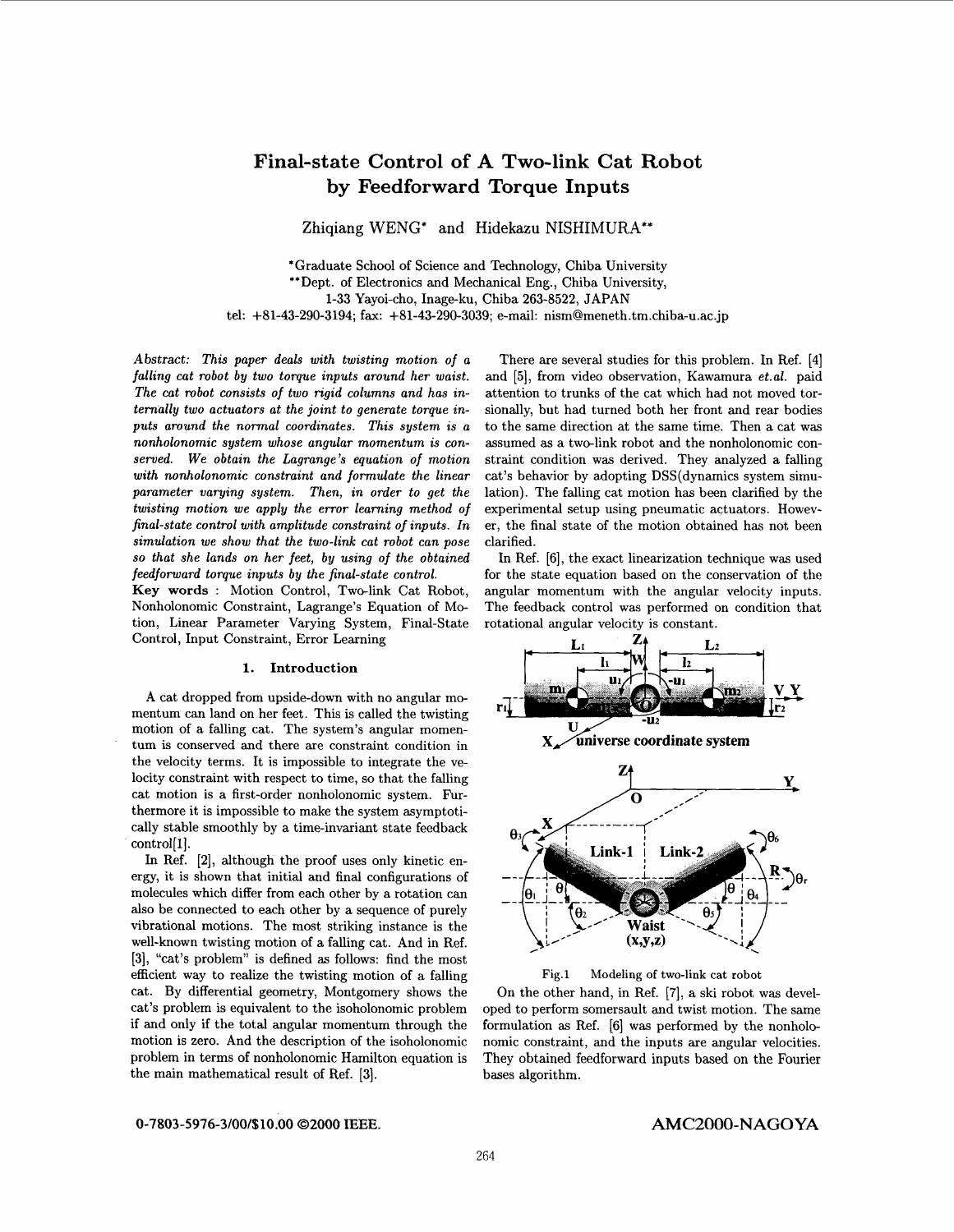# Final-state Control of A Two-link Cat Robot by Feedforward Torque Inputs

Zhiqiang WENG* and Hidekazu NISHIMURA**

*Graduate School of Science and Technology, Chiba University
**Dept. of Electronics and Mechanical Eng., Chiba University,
1-33 Yayoi-cho, Inage-ku, Chiba 263-8522, JAPAN
tel: +81-43-290-3194; fax: +81-43-290-3039; e-mail: nism@meneth.tm.chiba-u.ac.jp

*Abstract: This paper deals with twisting motion of a falling cat robot by two torque inputs around her waist. The cat robot consists of two rigid columns and has internally two actuators at the joint to generate torque inputs around the normal coordinates. This system is a nonholonomic system whose angular momentum is conserved. We obtain the Lagrange's equation of motion with nonholonomic constraint and formulate the linear parameter varying system. Then, in order to get the twisting motion we apply the error learning method of final-state control with amplitude constraint of inputs. In simulation we show that the two-link cat robot can pose so that she lands on her feet, by using of the obtained feedforward torque inputs by the final-state control.*

**Key words** : Motion Control, Two-link Cat Robot, Nonholonomic Constraint, Lagrange's Equation of Motion, Linear Parameter Varying System, Final-State Control, Input Constraint, Error Learning

## 1. Introduction

A cat dropped from upside-down with no angular momentum can land on her feet. This is called the twisting motion of a falling cat. The system's angular momentum is conserved and there are constraint condition in the velocity terms. It is impossible to integrate the velocity constraint with respect to time, so that the falling cat motion is a first-order nonholonomic system. Furthermore it is impossible to make the system asymptotically stable smoothly by a time-invariant state feedback control[1].

In Ref. [2], although the proof uses only kinetic energy, it is shown that initial and final configurations of molecules which differ from each other by a rotation can also be connected to each other by a sequence of purely vibrational motions. The most striking instance is the well-known twisting motion of a falling cat. And in Ref. [3], "cat's problem" is defined as follows: find the most efficient way to realize the twisting motion of a falling cat. By differential geometry, Montgomery shows the cat's problem is equivalent to the isoholonomic problem if and only if the total angular momentum through the motion is zero. And the description of the isoholonomic problem in terms of nonholonomic Hamilton equation is the main mathematical result of Ref. [3].

There are several studies for this problem. In Ref. [4] and [5], from video observation, Kawamura *et.al.* paid attention to trunks of the cat which had not moved torsionally, but had turned both her front and rear bodies to the same direction at the same time. Then a cat was assumed as a two-link robot and the nonholonomic constraint condition was derived. They analyzed a falling cat's behavior by adopting DSS(dynamics system simulation). The falling cat motion has been clarified by the experimental setup using pneumatic actuators. However, the final state of the motion obtained has not been clarified.

In Ref. [6], the exact linearization technique was used for the state equation based on the conservation of the angular momentum with the angular velocity inputs. The feedback control was performed on condition that rotational angular velocity is constant.

Fig.1 Modeling of two-link cat robot

On the other hand, in Ref. [7], a ski robot was developed to perform somersault and twist motion. The same formulation as Ref. [6] was performed by the nonholonomic constraint, and the inputs are angular velocities. They obtained feedforward inputs based on the Fourier bases algorithm.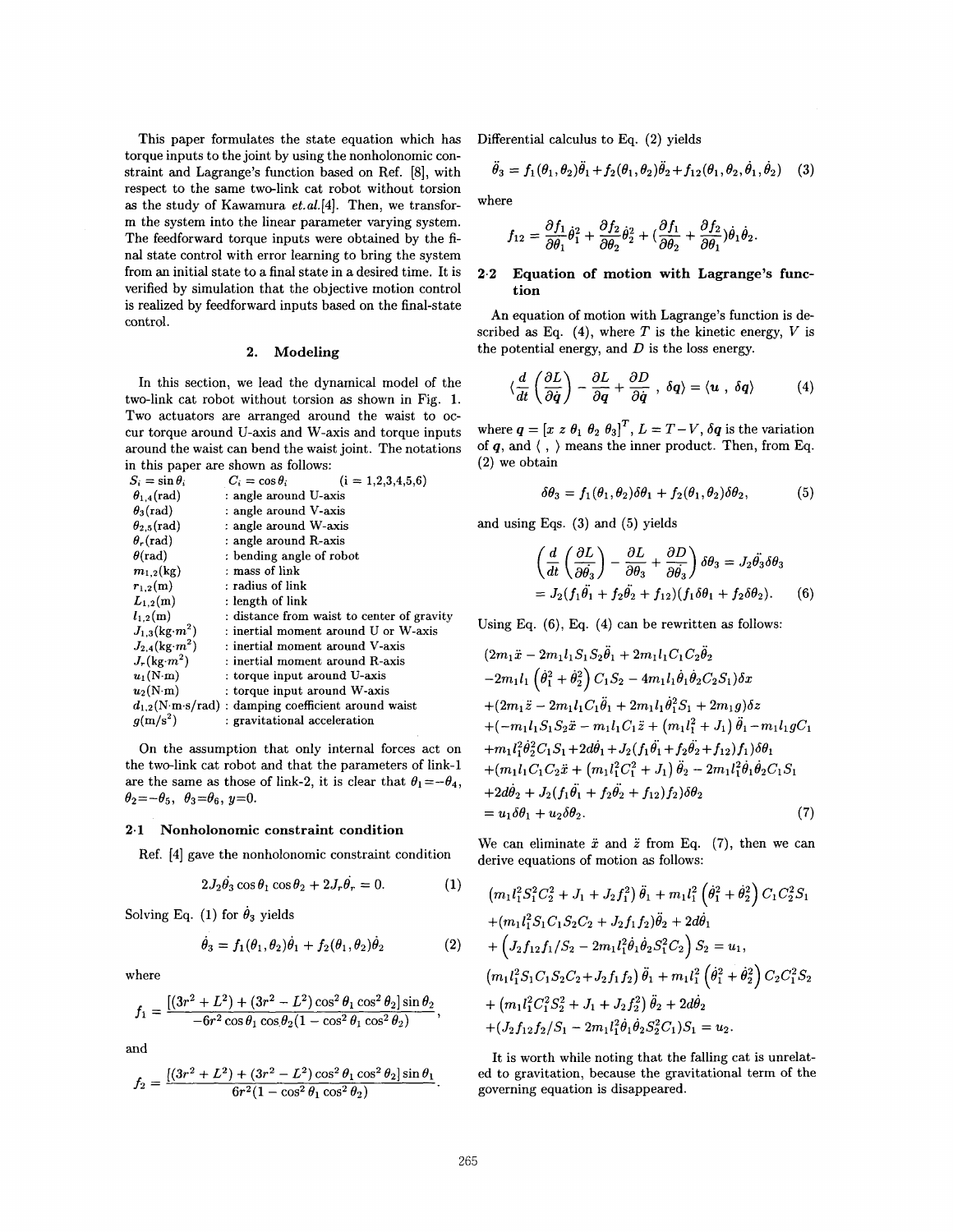This paper formulates the state equation which has torque inputs to the joint by using the nonholonomic constraint and Lagrange's function based on Ref. [8], with respect to the same two-link cat robot without torsion as the study of Kawamura *et.al.*[4]. Then, we transform the system into the linear parameter varying system. The feedforward torque inputs were obtained by the final state control with error learning to bring the system from an initial state to a final state in a desired time. It is verified by simulation that the objective motion control is realized by feedforward inputs based on the final-state control.

## 2. Modeling

In this section, we lead the dynamical model of the two-link cat robot without torsion as shown in Fig. 1. Two actuators are arranged around the waist to occur torque around U-axis and W-axis and torque inputs around the waist can bend the waist joint. The notations in this paper are shown as follows:

| | |
|---|---|
| $S_i = \sin\theta_i$ | $C_i = \cos\theta_i$ (i = 1,2,3,4,5,6) |
| $\theta_{1,4}$(rad) | : angle around U-axis |
| $\theta_3$(rad) | : angle around V-axis |
| $\theta_{2,5}$(rad) | : angle around W-axis |
| $\theta_r$(rad) | : angle around R-axis |
| $\theta$(rad) | : bending angle of robot |
| $m_{1,2}$(kg) | : mass of link |
| $r_{1,2}$(m) | : radius of link |
| $L_{1,2}$(m) | : length of link |
| $l_{1,2}$(m) | : distance from waist to center of gravity |
| $J_{1,3}$(kg·m$^2$) | : inertial moment around U or W-axis |
| $J_{2,4}$(kg·m$^2$) | : inertial moment around V-axis |
| $J_r$(kg·m$^2$) | : inertial moment around R-axis |
| $u_1$(N·m) | : torque input around U-axis |
| $u_2$(N·m) | : torque input around W-axis |
| $d_{1,2}$(N·m·s/rad) | : damping coefficient around waist |
| $g$(m/s$^2$) | : gravitational acceleration |

On the assumption that only internal forces act on the two-link cat robot and that the parameters of link-1 are the same as those of link-2, it is clear that $\theta_1 = -\theta_4$, $\theta_2 = -\theta_5$, $\theta_3 = \theta_6$, $y = 0$.

### 2·1 Nonholonomic constraint condition

Ref. [4] gave the nonholonomic constraint condition

$$2J_2\dot{\theta}_3 \cos\theta_1 \cos\theta_2 + 2J_r\dot{\theta}_r = 0. \tag{1}$$

Solving Eq. (1) for $\dot{\theta}_3$ yields

$$\dot{\theta}_3 = f_1(\theta_1, \theta_2)\dot{\theta}_1 + f_2(\theta_1, \theta_2)\dot{\theta}_2 \tag{2}$$

where

$$f_1 = \frac{[(3r^2 + L^2) + (3r^2 - L^2)\cos^2\theta_1 \cos^2\theta_2]\sin\theta_2}{-6r^2\cos\theta_1 \cos\theta_2(1 - \cos^2\theta_1\cos^2\theta_2)},$$

and

$$f_2 = \frac{[(3r^2 + L^2) + (3r^2 - L^2)\cos^2\theta_1 \cos^2\theta_2]\sin\theta_1}{6r^2(1 - \cos^2\theta_1\cos^2\theta_2)}.$$

Differential calculus to Eq. (2) yields

$$\ddot{\theta}_3 = f_1(\theta_1, \theta_2)\ddot{\theta}_1 + f_2(\theta_1, \theta_2)\ddot{\theta}_2 + f_{12}(\theta_1, \theta_2, \dot{\theta}_1, \dot{\theta}_2) \tag{3}$$

where

$$f_{12} = \frac{\partial f_1}{\partial \theta_1}\dot{\theta}_1^2 + \frac{\partial f_2}{\partial \theta_2}\dot{\theta}_2^2 + \left(\frac{\partial f_1}{\partial \theta_2} + \frac{\partial f_2}{\partial \theta_1}\right)\dot{\theta}_1\dot{\theta}_2.$$

### 2·2 Equation of motion with Lagrange's function

An equation of motion with Lagrange's function is described as Eq. (4), where $T$ is the kinetic energy, $V$ is the potential energy, and $D$ is the loss energy.

$$\langle \frac{d}{dt}\left(\frac{\partial L}{\partial \dot{\boldsymbol{q}}}\right) - \frac{\partial L}{\partial \boldsymbol{q}} + \frac{\partial D}{\partial \dot{\boldsymbol{q}}}\ ,\ \delta\boldsymbol{q}\rangle = \langle \boldsymbol{u}\ ,\ \delta\boldsymbol{q}\rangle \tag{4}$$

where $\boldsymbol{q} = [x\ z\ \theta_1\ \theta_2\ \theta_3]^T$, $L = T - V$, $\delta\boldsymbol{q}$ is the variation of $\boldsymbol{q}$, and $\langle\ ,\ \rangle$ means the inner product. Then, from Eq. (2) we obtain

$$\delta\theta_3 = f_1(\theta_1, \theta_2)\delta\theta_1 + f_2(\theta_1, \theta_2)\delta\theta_2, \tag{5}$$

and using Eqs. (3) and (5) yields

$$\begin{aligned}
&\left(\frac{d}{dt}\left(\frac{\partial L}{\partial \dot{\theta}_3}\right) - \frac{\partial L}{\partial \theta_3} + \frac{\partial D}{\partial \dot{\theta}_3}\right)\delta\theta_3 = J_2\ddot{\theta}_3\delta\theta_3 \\
&= J_2(f_1\ddot{\theta}_1 + f_2\ddot{\theta}_2 + f_{12})(f_1\delta\theta_1 + f_2\delta\theta_2).
\end{aligned} \tag{6}$$

Using Eq. (6), Eq. (4) can be rewritten as follows:

$$\begin{aligned}
&(2m_1\ddot{x} - 2m_1l_1S_1S_2\ddot{\theta}_1 + 2m_1l_1C_1C_2\ddot{\theta}_2 \\
&-2m_1l_1\left(\dot{\theta}_1^2 + \dot{\theta}_2^2\right)C_1S_2 - 4m_1l_1\dot{\theta}_1\dot{\theta}_2C_2S_1)\delta x \\
&+(2m_1\ddot{z} - 2m_1l_1C_1\ddot{\theta}_1 + 2m_1l_1\dot{\theta}_1^2S_1 + 2m_1g)\delta z \\
&+(-m_1l_1S_1S_2\ddot{x} - m_1l_1C_1\ddot{z} + \left(m_1l_1^2 + J_1\right)\ddot{\theta}_1 - m_1l_1gC_1 \\
&+m_1l_1^2\dot{\theta}_2^2C_1S_1 + 2d\dot{\theta}_1 + J_2(f_1\ddot{\theta}_1 + f_2\ddot{\theta}_2 + f_{12})f_1)\delta\theta_1 \\
&+(m_1l_1C_1C_2\ddot{x} + \left(m_1l_1^2C_1^2 + J_1\right)\ddot{\theta}_2 - 2m_1l_1^2\dot{\theta}_1\dot{\theta}_2C_1S_1 \\
&+2d\dot{\theta}_2 + J_2(f_1\ddot{\theta}_1 + f_2\ddot{\theta}_2 + f_{12})f_2)\delta\theta_2 \\
&= u_1\delta\theta_1 + u_2\delta\theta_2.
\end{aligned} \tag{7}$$

We can eliminate $\ddot{x}$ and $\ddot{z}$ from Eq. (7), then we can derive equations of motion as follows:

$$\begin{aligned}
&\left(m_1l_1^2S_1^2C_2^2 + J_1 + J_2f_1^2\right)\ddot{\theta}_1 + m_1l_1^2\left(\dot{\theta}_1^2 + \dot{\theta}_2^2\right)C_1C_2^2S_1 \\
&+(m_1l_1^2S_1C_1S_2C_2 + J_2f_1f_2)\ddot{\theta}_2 + 2d\dot{\theta}_1 \\
&+\left(J_2f_{12}f_1/S_2 - 2m_1l_1^2\dot{\theta}_1\dot{\theta}_2S_1^2C_2\right)S_2 = u_1, \\
&\left(m_1l_1^2S_1C_1S_2C_2 + J_2f_1f_2\right)\ddot{\theta}_1 + m_1l_1^2\left(\dot{\theta}_1^2 + \dot{\theta}_2^2\right)C_2C_1^2S_2 \\
&+\left(m_1l_1^2C_1^2S_2^2 + J_1 + J_2f_2^2\right)\ddot{\theta}_2 + 2d\dot{\theta}_2 \\
&+(J_2f_{12}f_2/S_1 - 2m_1l_1^2\dot{\theta}_1\dot{\theta}_2S_2^2C_1)S_1 = u_2.
\end{aligned}$$

It is worth while noting that the falling cat is unrelated to gravitation, because the gravitational term of the governing equation is disappeared.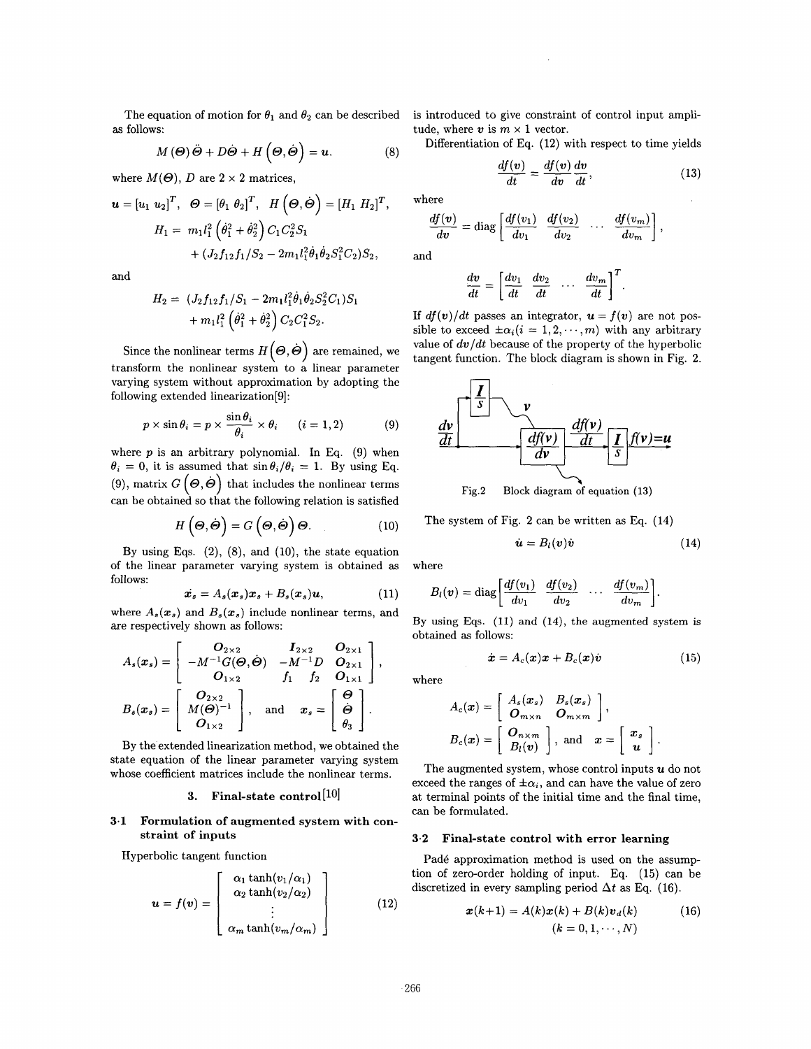The equation of motion for $\theta_1$ and $\theta_2$ can be described as follows:

$$M(\boldsymbol{\Theta})\ddot{\boldsymbol{\Theta}} + D\dot{\boldsymbol{\Theta}} + H\left(\boldsymbol{\Theta}, \dot{\boldsymbol{\Theta}}\right) = \boldsymbol{u}. \tag{8}$$

where $M(\boldsymbol{\Theta})$, $D$ are $2 \times 2$ matrices,

$$\boldsymbol{u} = [u_1\ u_2]^T,\quad \boldsymbol{\Theta} = [\theta_1\ \theta_2]^T,\quad H\left(\boldsymbol{\Theta}, \dot{\boldsymbol{\Theta}}\right) = [H_1\ H_2]^T,$$

$$H_1 = m_1 l_1^2\left(\dot{\theta}_1^2 + \dot{\theta}_2^2\right) C_1 C_2^2 S_1 + (J_2 f_{12} f_1 / S_2 - 2m_1 l_1^2 \dot{\theta}_1 \dot{\theta}_2 S_1^2 C_2) S_2,$$

and

$$H_2 = (J_2 f_{12} f_1 / S_1 - 2m_1 l_1^2 \dot{\theta}_1 \dot{\theta}_2 S_2^2 C_1) S_1 + m_1 l_1^2\left(\dot{\theta}_1^2 + \dot{\theta}_2^2\right) C_2 C_1^2 S_2.$$

Since the nonlinear terms $H\left(\boldsymbol{\Theta}, \dot{\boldsymbol{\Theta}}\right)$ are remained, we transform the nonlinear system to a linear parameter varying system without approximation by adopting the following extended linearization[9]:

$$p \times \sin\theta_i = p \times \frac{\sin\theta_i}{\theta_i} \times \theta_i \quad (i = 1, 2) \tag{9}$$

where $p$ is an arbitrary polynomial. In Eq. (9) when $\theta_i = 0$, it is assumed that $\sin\theta_i/\theta_i = 1$. By using Eq. (9), matrix $G\left(\boldsymbol{\Theta}, \dot{\boldsymbol{\Theta}}\right)$ that includes the nonlinear terms can be obtained so that the following relation is satisfied

$$H\left(\boldsymbol{\Theta}, \dot{\boldsymbol{\Theta}}\right) = G\left(\boldsymbol{\Theta}, \dot{\boldsymbol{\Theta}}\right)\boldsymbol{\Theta}. \tag{10}$$

By using Eqs. (2), (8), and (10), the state equation of the linear parameter varying system is obtained as follows:

$$\dot{\boldsymbol{x}}_s = A_s(\boldsymbol{x}_s)\boldsymbol{x}_s + B_s(\boldsymbol{x}_s)\boldsymbol{u}, \tag{11}$$

where $A_s(\boldsymbol{x}_s)$ and $B_s(\boldsymbol{x}_s)$ include nonlinear terms, and are respectively shown as follows:

$$A_s(\boldsymbol{x}_s) = \begin{bmatrix} \boldsymbol{O}_{2\times 2} & \boldsymbol{I}_{2\times 2} & \boldsymbol{O}_{2\times 1} \\ -M^{-1}G(\boldsymbol{\Theta}, \dot{\boldsymbol{\Theta}}) & -M^{-1}D & \boldsymbol{O}_{2\times 1} \\ \boldsymbol{O}_{1\times 2} & f_1 \quad f_2 & \boldsymbol{O}_{1\times 1} \end{bmatrix},$$

$$B_s(\boldsymbol{x}_s) = \begin{bmatrix} \boldsymbol{O}_{2\times 2} \\ M(\boldsymbol{\Theta})^{-1} \\ \boldsymbol{O}_{1\times 2} \end{bmatrix}, \quad \text{and} \quad \boldsymbol{x}_s = \begin{bmatrix} \boldsymbol{\Theta} \\ \dot{\boldsymbol{\Theta}} \\ \theta_3 \end{bmatrix}.$$

By the extended linearization method, we obtained the state equation of the linear parameter varying system whose coefficient matrices include the nonlinear terms.

## 3. Final-state control[10]

### 3·1 Formulation of augmented system with constraint of inputs

Hyperbolic tangent function

$$\boldsymbol{u} = f(\boldsymbol{v}) = \begin{bmatrix} \alpha_1 \tanh(v_1/\alpha_1) \\ \alpha_2 \tanh(v_2/\alpha_2) \\ \vdots \\ \alpha_m \tanh(v_m/\alpha_m) \end{bmatrix} \tag{12}$$

is introduced to give constraint of control input amplitude, where $\boldsymbol{v}$ is $m \times 1$ vector.

Differentiation of Eq. (12) with respect to time yields

$$\frac{df(\boldsymbol{v})}{dt} = \frac{df(\boldsymbol{v})}{d\boldsymbol{v}}\frac{d\boldsymbol{v}}{dt}, \tag{13}$$

where

$$\frac{df(\boldsymbol{v})}{d\boldsymbol{v}} = \mathrm{diag}\left[\frac{df(v_1)}{dv_1}\ \frac{df(v_2)}{dv_2}\ \cdots\ \frac{df(v_m)}{dv_m}\right],$$

and

$$\frac{d\boldsymbol{v}}{dt} = \left[\frac{dv_1}{dt}\ \frac{dv_2}{dt}\ \cdots\ \frac{dv_m}{dt}\right]^T.$$

If $df(\boldsymbol{v})/dt$ passes an integrator, $\boldsymbol{u} = f(\boldsymbol{v})$ are not possible to exceed $\pm\alpha_i (i = 1, 2, \cdots, m)$ with any arbitrary value of $d\boldsymbol{v}/dt$ because of the property of the hyperbolic tangent function. The block diagram is shown in Fig. 2.

Fig.2 Block diagram of equation (13)

The system of Fig. 2 can be written as Eq. (14)

$$\dot{\boldsymbol{u}} = B_l(\boldsymbol{v})\dot{\boldsymbol{v}} \tag{14}$$

where

$$B_l(\boldsymbol{v}) = \mathrm{diag}\left[\frac{df(v_1)}{dv_1}\ \frac{df(v_2)}{dv_2}\ \cdots\ \frac{df(v_m)}{dv_m}\right].$$

By using Eqs. (11) and (14), the augmented system is obtained as follows:

$$\dot{\boldsymbol{x}} = A_c(\boldsymbol{x})\boldsymbol{x} + B_c(\boldsymbol{x})\dot{\boldsymbol{v}} \tag{15}$$

where

$$A_c(\boldsymbol{x}) = \begin{bmatrix} A_s(\boldsymbol{x}_s) & B_s(\boldsymbol{x}_s) \\ \boldsymbol{O}_{m\times n} & \boldsymbol{O}_{m\times m} \end{bmatrix},$$

$$B_c(\boldsymbol{x}) = \begin{bmatrix} \boldsymbol{O}_{n\times m} \\ B_l(\boldsymbol{v}) \end{bmatrix}, \quad \text{and} \quad \boldsymbol{x} = \begin{bmatrix} \boldsymbol{x}_s \\ \boldsymbol{u} \end{bmatrix}.$$

The augmented system, whose control inputs $\boldsymbol{u}$ do not exceed the ranges of $\pm\alpha_i$, and can have the value of zero at terminal points of the initial time and the final time, can be formulated.

### 3·2 Final-state control with error learning

Padé approximation method is used on the assumption of zero-order holding of input. Eq. (15) can be discretized in every sampling period $\Delta t$ as Eq. (16).

$$\boldsymbol{x}(k+1) = A(k)\boldsymbol{x}(k) + B(k)\boldsymbol{v}_d(k) \tag{16}$$
$$(k = 0, 1, \cdots, N)$$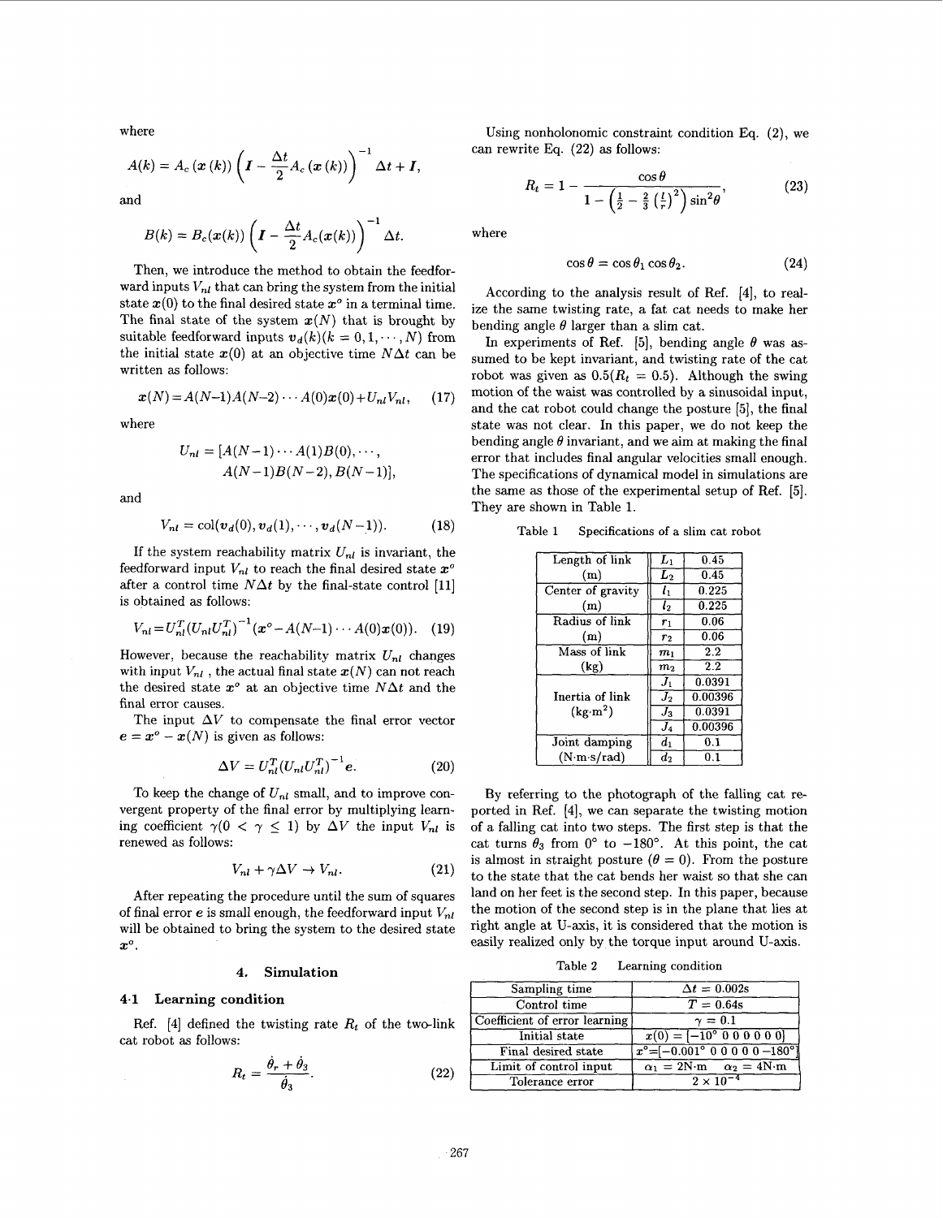where

$$A(k) = A_c(\boldsymbol{x}(k))\left(\boldsymbol{I} - \frac{\Delta t}{2}A_c(\boldsymbol{x}(k))\right)^{-1}\Delta t + \boldsymbol{I},$$

and

$$B(k) = B_c(\boldsymbol{x}(k))\left(\boldsymbol{I} - \frac{\Delta t}{2}A_c(\boldsymbol{x}(k))\right)^{-1}\Delta t.$$

Then, we introduce the method to obtain the feedforward inputs $V_{nl}$ that can bring the system from the initial state $\boldsymbol{x}(0)$ to the final desired state $\boldsymbol{x}^o$ in a terminal time. The final state of the system $\boldsymbol{x}(N)$ that is brought by suitable feedforward inputs $\boldsymbol{v}_d(k)(k = 0, 1, \cdots, N)$ from the initial state $\boldsymbol{x}(0)$ at an objective time $N\Delta t$ can be written as follows:

$$\boldsymbol{x}(N) = A(N-1)A(N-2)\cdots A(0)\boldsymbol{x}(0) + U_{nl}V_{nl}, \quad (17)$$

where

$$U_{nl} = [A(N-1)\cdots A(1)B(0), \cdots, A(N-1)B(N-2), B(N-1)],$$

and

$$V_{nl} = \mathrm{col}(\boldsymbol{v}_d(0), \boldsymbol{v}_d(1), \cdots, \boldsymbol{v}_d(N-1)). \quad (18)$$

If the system reachability matrix $U_{nl}$ is invariant, the feedforward input $V_{nl}$ to reach the final desired state $\boldsymbol{x}^o$ after a control time $N\Delta t$ by the final-state control [11] is obtained as follows:

$$V_{nl} = U_{nl}^T(U_{nl}U_{nl}^T)^{-1}(\boldsymbol{x}^o - A(N-1)\cdots A(0)\boldsymbol{x}(0)). \quad (19)$$

However, because the reachability matrix $U_{nl}$ changes with input $V_{nl}$, the actual final state $\boldsymbol{x}(N)$ can not reach the desired state $\boldsymbol{x}^o$ at an objective time $N\Delta t$ and the final error causes.

The input $\Delta V$ to compensate the final error vector $\boldsymbol{e} = \boldsymbol{x}^o - \boldsymbol{x}(N)$ is given as follows:

$$\Delta V = U_{nl}^T(U_{nl}U_{nl}^T)^{-1}\boldsymbol{e}. \quad (20)$$

To keep the change of $U_{nl}$ small, and to improve convergent property of the final error by multiplying learning coefficient $\gamma(0 < \gamma \leq 1)$ by $\Delta V$ the input $V_{nl}$ is renewed as follows:

$$V_{nl} + \gamma\Delta V \rightarrow V_{nl}. \quad (21)$$

After repeating the procedure until the sum of squares of final error $\boldsymbol{e}$ is small enough, the feedforward input $V_{nl}$ will be obtained to bring the system to the desired state $\boldsymbol{x}^o$.

## 4. Simulation

### 4.1 Learning condition

Ref. [4] defined the twisting rate $R_t$ of the two-link cat robot as follows:

$$R_t = \frac{\dot{\theta}_r + \dot{\theta}_3}{\dot{\theta}_3}. \quad (22)$$

Using nonholonomic constraint condition Eq. (2), we can rewrite Eq. (22) as follows:

$$R_t = 1 - \frac{\cos\theta}{1 - \left(\frac{1}{2} - \frac{2}{3}\left(\frac{l}{r}\right)^2\right)\sin^2\theta}, \quad (23)$$

where

$$\cos\theta = \cos\theta_1\cos\theta_2. \quad (24)$$

According to the analysis result of Ref. [4], to realize the same twisting rate, a fat cat needs to make her bending angle $\theta$ larger than a slim cat.

In experiments of Ref. [5], bending angle $\theta$ was assumed to be kept invariant, and twisting rate of the cat robot was given as $0.5(R_t = 0.5)$. Although the swing motion of the waist was controlled by a sinusoidal input, and the cat robot could change the posture [5], the final state was not clear. In this paper, we do not keep the bending angle $\theta$ invariant, and we aim at making the final error that includes final angular velocities small enough. The specifications of dynamical model in simulations are the same as those of the experimental setup of Ref. [5]. They are shown in Table 1.

Table 1 Specifications of a slim cat robot

| | | |
|---|---|---|
| Length of link (m) | $L_1$ | 0.45 |
| | $L_2$ | 0.45 |
| Center of gravity (m) | $l_1$ | 0.225 |
| | $l_2$ | 0.225 |
| Radius of link (m) | $r_1$ | 0.06 |
| | $r_2$ | 0.06 |
| Mass of link (kg) | $m_1$ | 2.2 |
| | $m_2$ | 2.2 |
| Inertia of link (kg·m$^2$) | $J_1$ | 0.0391 |
| | $J_2$ | 0.00396 |
| | $J_3$ | 0.0391 |
| | $J_4$ | 0.00396 |
| Joint damping (N·m·s/rad) | $d_1$ | 0.1 |
| | $d_2$ | 0.1 |

By referring to the photograph of the falling cat reported in Ref. [4], we can separate the twisting motion of a falling cat into two steps. The first step is that the cat turns $\theta_3$ from 0° to −180°. At this point, the cat is almost in straight posture ($\theta = 0$). From the posture to the state that the cat bends her waist so that she can land on her feet is the second step. In this paper, because the motion of the second step is in the plane that lies at right angle at U-axis, it is considered that the motion is easily realized only by the torque input around U-axis.

Table 2 Learning condition

| | |
|---|---|
| Sampling time | $\Delta t = 0.002$s |
| Control time | $T = 0.64$s |
| Coefficient of error learning | $\gamma = 0.1$ |
| Initial state | $\boldsymbol{x}(0) = [-10^\circ\ 0\ 0\ 0\ 0\ 0\ 0]$ |
| Final desired state | $\boldsymbol{x}^o = [-0.001^\circ\ 0\ 0\ 0\ 0\ 0\ -180^\circ]$ |
| Limit of control input | $\alpha_1 = 2$N·m $\quad \alpha_2 = 4$N·m |
| Tolerance error | $2 \times 10^{-4}$ |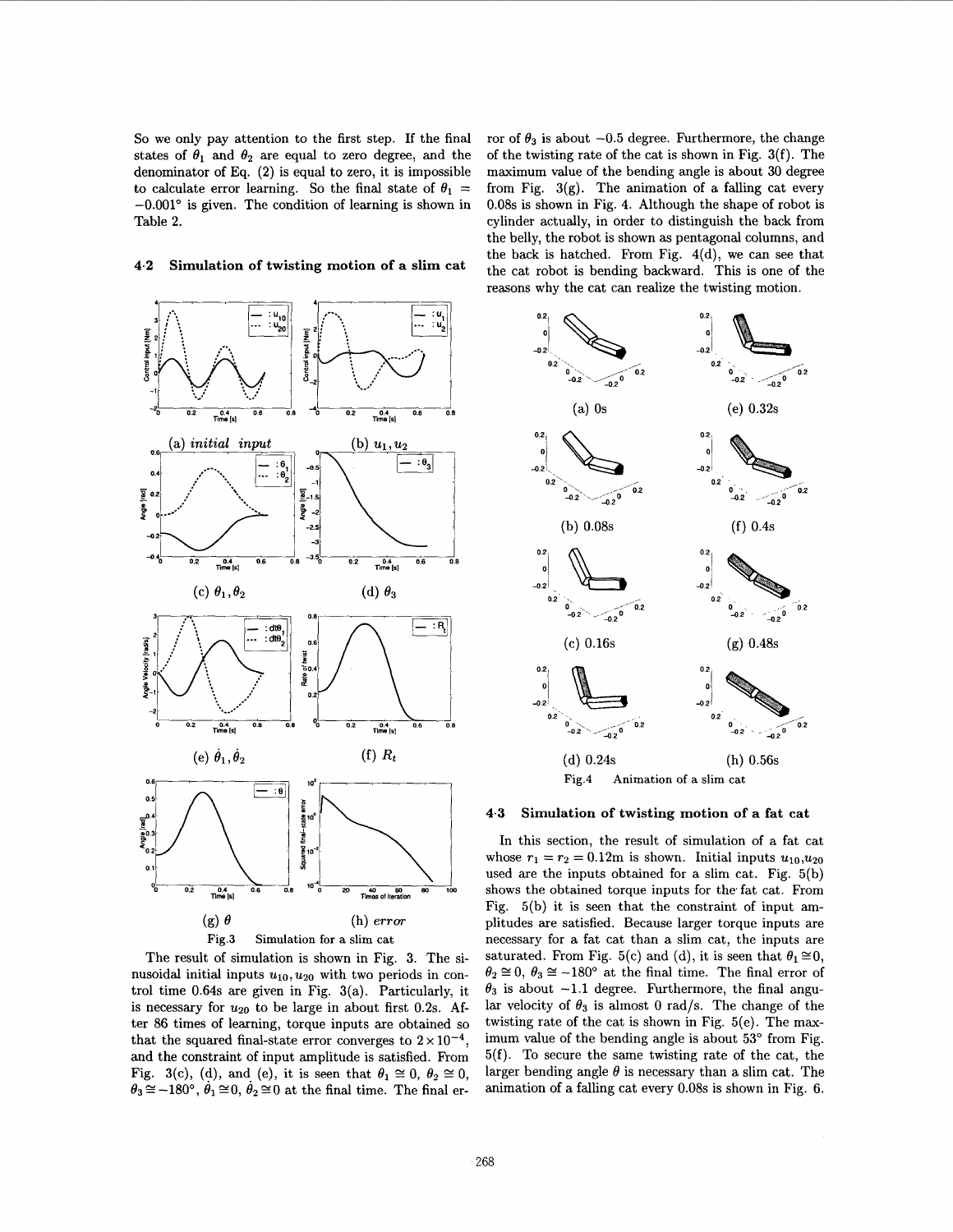So we only pay attention to the first step. If the final states of $\theta_1$ and $\theta_2$ are equal to zero degree, and the denominator of Eq. (2) is equal to zero, it is impossible to calculate error learning. So the final state of $\theta_1 = -0.001°$ is given. The condition of learning is shown in Table 2.

### 4·2 Simulation of twisting motion of a slim cat

(a) *initial input* (b) $u_1, u_2$

(c) $\theta_1, \theta_2$ (d) $\theta_3$

(e) $\dot{\theta}_1, \dot{\theta}_2$ (f) $R_t$

(g) $\theta$ (h) *error*

Fig.3 Simulation for a slim cat

The result of simulation is shown in Fig. 3. The sinusoidal initial inputs $u_{10}, u_{20}$ with two periods in control time 0.64s are given in Fig. 3(a). Particularly, it is necessary for $u_{20}$ to be large in about first 0.2s. After 86 times of learning, torque inputs are obtained so that the squared final-state error converges to $2 \times 10^{-4}$, and the constraint of input amplitude is satisfied. From Fig. 3(c), (d), and (e), it is seen that $\theta_1 \cong 0$, $\theta_2 \cong 0$, $\theta_3 \cong -180°$, $\dot{\theta}_1 \cong 0$, $\dot{\theta}_2 \cong 0$ at the final time. The final error of $\theta_3$ is about $-0.5$ degree. Furthermore, the change of the twisting rate of the cat is shown in Fig. 3(f). The maximum value of the bending angle is about 30 degree from Fig. 3(g). The animation of a falling cat every 0.08s is shown in Fig. 4. Although the shape of robot is cylinder actually, in order to distinguish the back from the belly, the robot is shown as pentagonal columns, and the back is hatched. From Fig. 4(d), we can see that the cat robot is bending backward. This is one of the reasons why the cat can realize the twisting motion.

(a) 0s (e) 0.32s

(b) 0.08s (f) 0.4s

(c) 0.16s (g) 0.48s

(d) 0.24s (h) 0.56s

Fig.4 Animation of a slim cat

### 4·3 Simulation of twisting motion of a fat cat

In this section, the result of simulation of a fat cat whose $r_1 = r_2 = 0.12$m is shown. Initial inputs $u_{10}, u_{20}$ used are the inputs obtained for a slim cat. Fig. 5(b) shows the obtained torque inputs for the fat cat. From Fig. 5(b) it is seen that the constraint of input amplitudes are satisfied. Because larger torque inputs are necessary for a fat cat than a slim cat, the inputs are saturated. From Fig. 5(c) and (d), it is seen that $\theta_1 \cong 0$, $\theta_2 \cong 0$, $\theta_3 \cong -180°$ at the final time. The final error of $\theta_3$ is about $-1.1$ degree. Furthermore, the final angular velocity of $\theta_3$ is almost 0 rad/s. The change of the twisting rate of the cat is shown in Fig. 5(e). The maximum value of the bending angle is about 53° from Fig. 5(f). To secure the same twisting rate of the cat, the larger bending angle $\theta$ is necessary than a slim cat. The animation of a falling cat every 0.08s is shown in Fig. 6.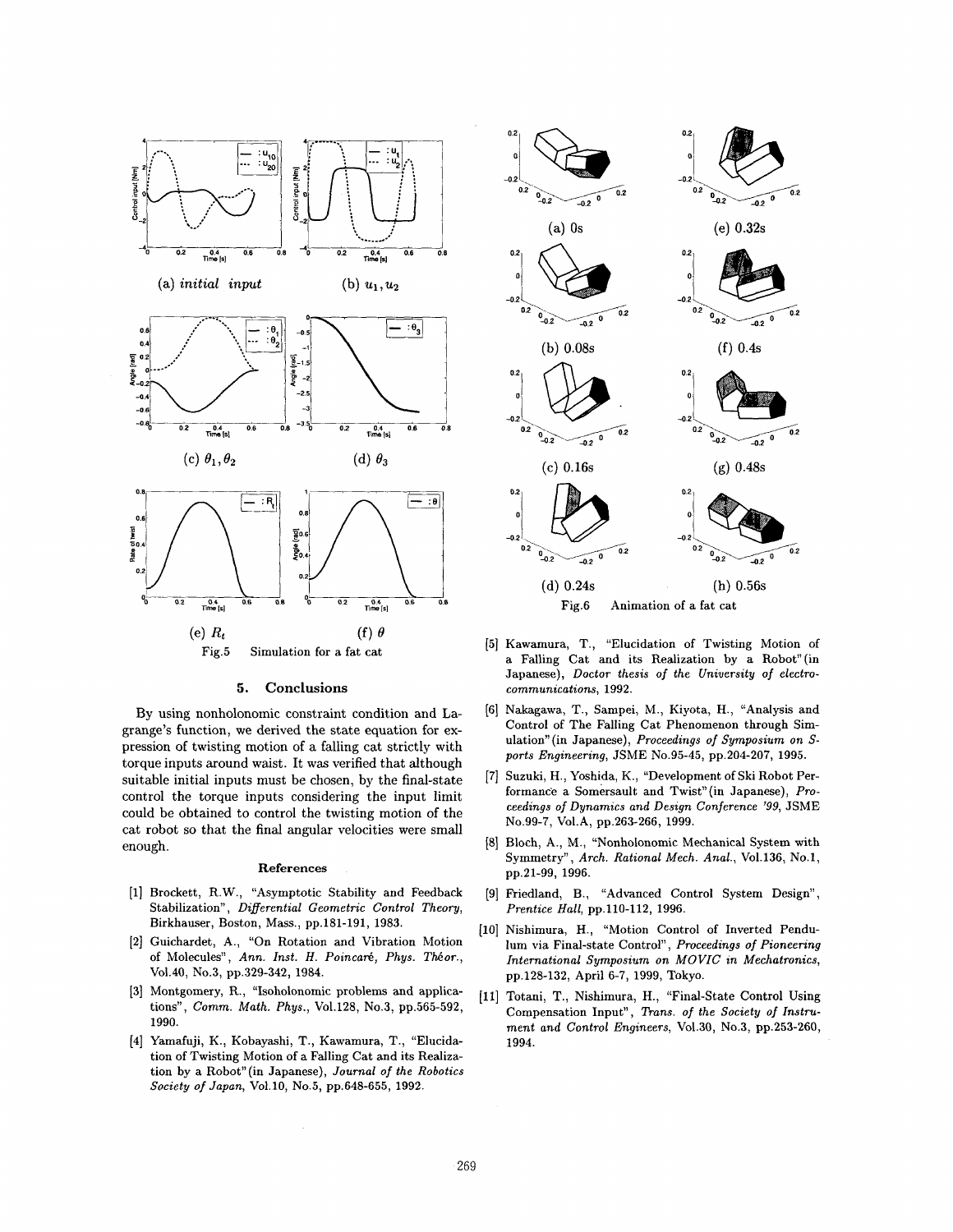(a) *initial input*

(b) $u_1, u_2$

(c) $\theta_1, \theta_2$

(d) $\theta_3$

(e) $R_t$

(f) $\theta$

Fig.5 Simulation for a fat cat

(a) 0s

(b) 0.08s

(c) 0.16s

(d) 0.24s

(e) 0.32s

(f) 0.4s

(g) 0.48s

(h) 0.56s

Fig.6 Animation of a fat cat

## 5. Conclusions

By using nonholonomic constraint condition and Lagrange's function, we derived the state equation for expression of twisting motion of a falling cat strictly with torque inputs around waist. It was verified that although suitable initial inputs must be chosen, by the final-state control the torque inputs considering the input limit could be obtained to control the twisting motion of the cat robot so that the final angular velocities were small enough.

### References

[1] Brockett, R.W., "Asymptotic Stability and Feedback Stabilization", *Differential Geometric Control Theory*, Birkhauser, Boston, Mass., pp.181-191, 1983.

[2] Guichardet, A., "On Rotation and Vibration Motion of Molecules", *Ann. Inst. H. Poincaré, Phys. Théor.*, Vol.40, No.3, pp.329-342, 1984.

[3] Montgomery, R., "Isoholonomic problems and applications", *Comm. Math. Phys.*, Vol.128, No.3, pp.565-592, 1990.

[4] Yamafuji, K., Kobayashi, T., Kawamura, T., "Elucidation of Twisting Motion of a Falling Cat and its Realization by a Robot"(in Japanese), *Journal of the Robotics Society of Japan*, Vol.10, No.5, pp.648-655, 1992.

[5] Kawamura, T., "Elucidation of Twisting Motion of a Falling Cat and its Realization by a Robot"(in Japanese), *Doctor thesis of the University of electro-communications*, 1992.

[6] Nakagawa, T., Sampei, M., Kiyota, H., "Analysis and Control of The Falling Cat Phenomenon through Simulation"(in Japanese), *Proceedings of Symposium on Sports Engineering*, JSME No.95-45, pp.204-207, 1995.

[7] Suzuki, H., Yoshida, K., "Development of Ski Robot Performance a Somersault and Twist"(in Japanese), *Proceedings of Dynamics and Design Conference '99*, JSME No.99-7, Vol.A, pp.263-266, 1999.

[8] Bloch, A., M., "Nonholonomic Mechanical System with Symmetry", *Arch. Rational Mech. Anal.*, Vol.136, No.1, pp.21-99, 1996.

[9] Friedland, B., "Advanced Control System Design", *Prentice Hall*, pp.110-112, 1996.

[10] Nishimura, H., "Motion Control of Inverted Pendulum via Final-state Control", *Proceedings of Pioneering International Symposium on MOVIC in Mechatronics*, pp.128-132, April 6-7, 1999, Tokyo.

[11] Totani, T., Nishimura, H., "Final-State Control Using Compensation Input", *Trans. of the Society of Instrument and Control Engineers*, Vol.30, No.3, pp.253-260, 1994.